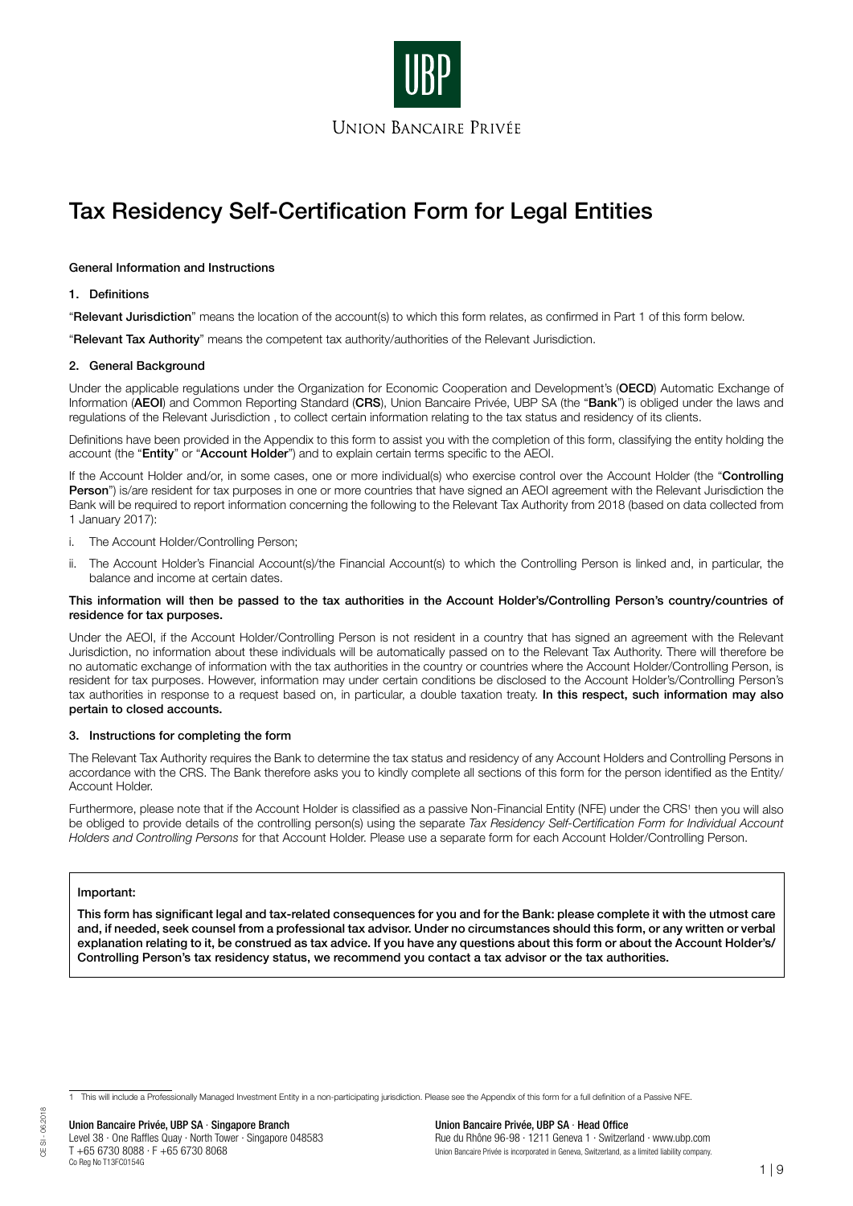UBP

UNION BANCAIRE PRIVÉE

# Tax Residency Self-Certification Form for Legal Entities

**General Information and Instructions**

## 1. Definitions

"**Relevant Jurisdiction**" means the location of the account(s) to which this form relates, as confirmed in Part 1 of this form below.

"**Relevant Tax Authority**" means the competent tax authority/authorities of the Relevant Jurisdiction.

## 2. General Background

Under the applicable regulations under the Organization for Economic Cooperation and Development's (**OECD**) Automatic Exchange of Information (**AEOI**) and Common Reporting Standard (**CRS**), Union Bancaire Privée, UBP SA (the "**Bank**") is obliged under the laws and regulations of the Relevant Jurisdiction , to collect certain information relating to the tax status and residency of its clients.

Definitions have been provided in the Appendix to this form to assist you with the completion of this form, classifying the entity holding the account (the "**Entity**" or "**Account Holder**") and to explain certain terms specific to the AEOI.

If the Account Holder and/or, in some cases, one or more individual(s) who exercise control over the Account Holder (the "**Controlling Person**") is/are resident for tax purposes in one or more countries that have signed an AEOI agreement with the Relevant Jurisdiction the Bank will be required to report information concerning the following to the Relevant Tax Authority from 2018 (based on data collected from 1 January 2017):

i. The Account Holder/Controlling Person;

ii. The Account Holder's Financial Account(s)/the Financial Account(s) to which the Controlling Person is linked and, in particular, the balance and income at certain dates.

**This information will then be passed to the tax authorities in the Account Holder's/Controlling Person's country/countries of residence for tax purposes.**

Under the AEOI, if the Account Holder/Controlling Person is not resident in a country that has signed an agreement with the Relevant Jurisdiction, no information about these individuals will be automatically passed on to the Relevant Tax Authority. There will therefore be no automatic exchange of information with the tax authorities in the country or countries where the Account Holder/Controlling Person, is resident for tax purposes. However, information may under certain conditions be disclosed to the Account Holder's/Controlling Person's tax authorities in response to a request based on, in particular, a double taxation treaty. **In this respect, such information may also pertain to closed accounts.**

## 3. Instructions for completing the form

The Relevant Tax Authority requires the Bank to determine the tax status and residency of any Account Holders and Controlling Persons in accordance with the CRS. The Bank therefore asks you to kindly complete all sections of this form for the person identified as the Entity/ Account Holder.

Furthermore, please note that if the Account Holder is classified as a passive Non-Financial Entity (NFE) under the CRS[1] then you will also be obliged to provide details of the controlling person(s) using the separate *Tax Residency Self-Certification Form for Individual Account Holders and Controlling Persons* for that Account Holder. Please use a separate form for each Account Holder/Controlling Person.

**Important:**

**This form has significant legal and tax-related consequences for you and for the Bank: please complete it with the utmost care and, if needed, seek counsel from a professional tax advisor. Under no circumstances should this form, or any written or verbal explanation relating to it, be construed as tax advice. If you have any questions about this form or about the Account Holder's/ Controlling Person's tax residency status, we recommend you contact a tax advisor or the tax authorities.**

[1] This will include a Professionally Managed Investment Entity in a non-participating jurisdiction. Please see the Appendix of this form for a full definition of a Passive NFE.

CE SI - 06.2018

**Union Bancaire Privée, UBP SA · Singapore Branch**
Level 38 · One Raffles Quay · North Tower · Singapore 048583
T +65 6730 8088 · F +65 6730 8068
Co Reg No T13FC0154G

**Union Bancaire Privée, UBP SA · Head Office**
Rue du Rhône 96-98 · 1211 Geneva 1 · Switzerland · www.ubp.com
Union Bancaire Privée is incorporated in Geneva, Switzerland, as a limited liability company.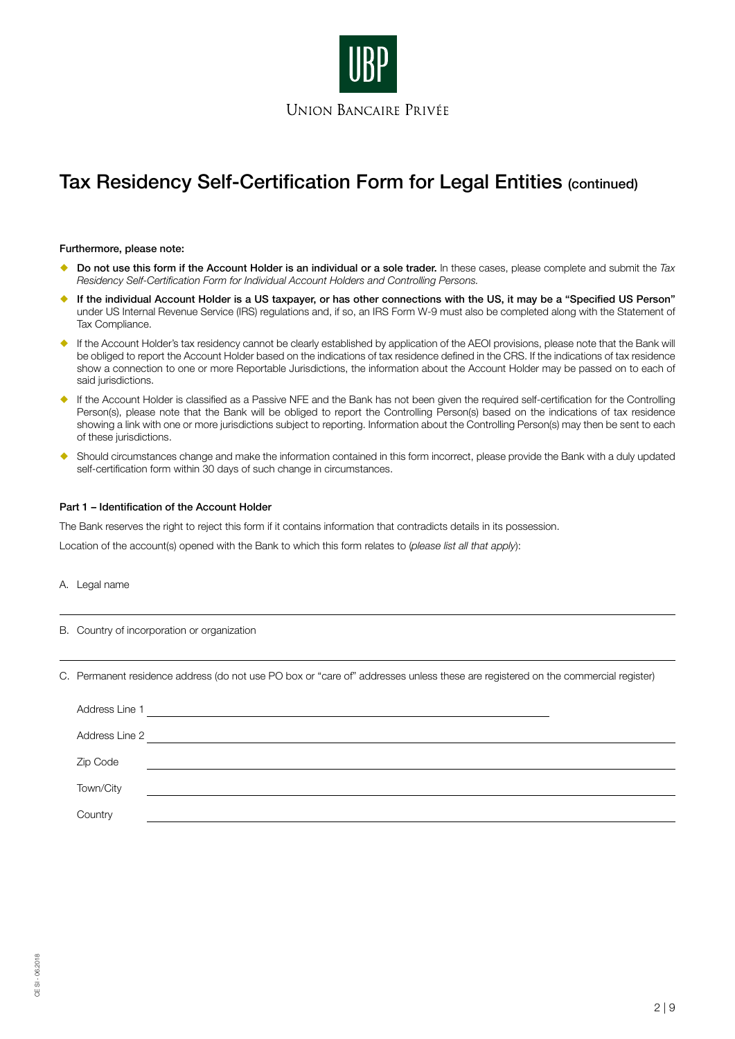# Tax Residency Self-Certification Form for Legal Entities (continued)

**Furthermore, please note:**

- **Do not use this form if the Account Holder is an individual or a sole trader.** In these cases, please complete and submit the *Tax Residency Self-Certification Form for Individual Account Holders and Controlling Persons.*
- **If the individual Account Holder is a US taxpayer, or has other connections with the US, it may be a "Specified US Person"** under US Internal Revenue Service (IRS) regulations and, if so, an IRS Form W-9 must also be completed along with the Statement of Tax Compliance.
- If the Account Holder's tax residency cannot be clearly established by application of the AEOI provisions, please note that the Bank will be obliged to report the Account Holder based on the indications of tax residence defined in the CRS. If the indications of tax residence show a connection to one or more Reportable Jurisdictions, the information about the Account Holder may be passed on to each of said jurisdictions.
- If the Account Holder is classified as a Passive NFE and the Bank has not been given the required self-certification for the Controlling Person(s), please note that the Bank will be obliged to report the Controlling Person(s) based on the indications of tax residence showing a link with one or more jurisdictions subject to reporting. Information about the Controlling Person(s) may then be sent to each of these jurisdictions.
- Should circumstances change and make the information contained in this form incorrect, please provide the Bank with a duly updated self-certification form within 30 days of such change in circumstances.

**Part 1 – Identification of the Account Holder**

The Bank reserves the right to reject this form if it contains information that contradicts details in its possession.

Location of the account(s) opened with the Bank to which this form relates to (*please list all that apply*):

A. Legal name

\_\_\_\_\_\_\_\_\_\_\_\_\_\_\_\_\_\_\_\_\_\_\_\_\_\_\_\_\_\_\_\_\_\_\_\_\_\_\_\_

B. Country of incorporation or organization

\_\_\_\_\_\_\_\_\_\_\_\_\_\_\_\_\_\_\_\_\_\_\_\_\_\_\_\_\_\_\_\_\_\_\_\_\_\_\_\_

C. Permanent residence address (do not use PO box or "care of" addresses unless these are registered on the commercial register)

Address Line 1 \_\_\_\_\_\_\_\_\_\_\_\_\_\_\_\_\_\_\_\_\_\_\_\_\_\_\_\_\_\_\_\_\_\_\_\_\_\_\_\_

Address Line 2 \_\_\_\_\_\_\_\_\_\_\_\_\_\_\_\_\_\_\_\_\_\_\_\_\_\_\_\_\_\_\_\_\_\_\_\_\_\_\_\_

Zip Code \_\_\_\_\_\_\_\_\_\_\_\_\_\_\_\_\_\_\_\_\_\_\_\_\_\_\_\_\_\_\_\_\_\_\_\_\_\_\_\_

Town/City \_\_\_\_\_\_\_\_\_\_\_\_\_\_\_\_\_\_\_\_\_\_\_\_\_\_\_\_\_\_\_\_\_\_\_\_\_\_\_\_

Country \_\_\_\_\_\_\_\_\_\_\_\_\_\_\_\_\_\_\_\_\_\_\_\_\_\_\_\_\_\_\_\_\_\_\_\_\_\_\_\_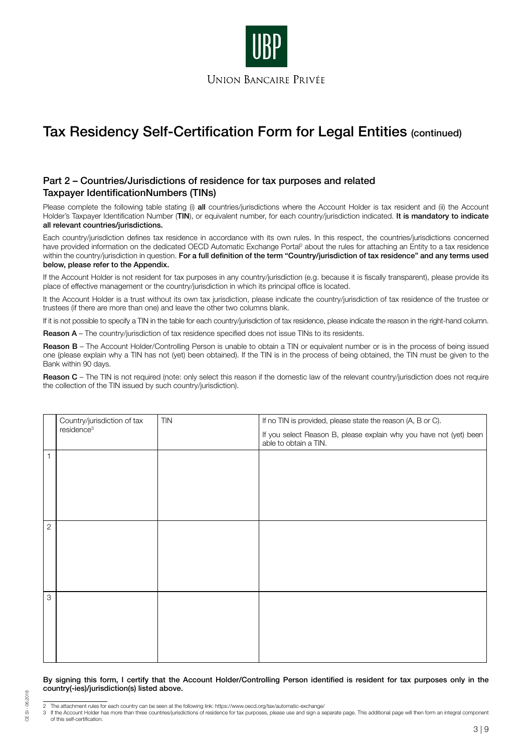UBP

Union Bancaire Privée

# Tax Residency Self-Certification Form for Legal Entities (continued)

## Part 2 – Countries/Jurisdictions of residence for tax purposes and related Taxpayer IdentificationNumbers (TINs)

Please complete the following table stating (i) **all** countries/jurisdictions where the Account Holder is tax resident and (ii) the Account Holder's Taxpayer Identification Number (**TIN**), or equivalent number, for each country/jurisdiction indicated. **It is mandatory to indicate all relevant countries/jurisdictions.**

Each country/jurisdiction defines tax residence in accordance with its own rules. In this respect, the countries/jurisdictions concerned have provided information on the dedicated OECD Automatic Exchange Portal[2] about the rules for attaching an Entity to a tax residence within the country/jurisdiction in question. **For a full definition of the term "Country/jurisdiction of tax residence" and any terms used below, please refer to the Appendix.**

If the Account Holder is not resident for tax purposes in any country/jurisdiction (e.g. because it is fiscally transparent), please provide its place of effective management or the country/jurisdiction in which its principal office is located.

It the Account Holder is a trust without its own tax jurisdiction, please indicate the country/jurisdiction of tax residence of the trustee or trustees (if there are more than one) and leave the other two columns blank.

If it is not possible to specify a TIN in the table for each country/jurisdiction of tax residence, please indicate the reason in the right-hand column.

**Reason A** – The country/jurisdiction of tax residence specified does not issue TINs to its residents.

**Reason B** – The Account Holder/Controlling Person is unable to obtain a TIN or equivalent number or is in the process of being issued one (please explain why a TIN has not (yet) been obtained). If the TIN is in the process of being obtained, the TIN must be given to the Bank within 90 days.

**Reason C** – The TIN is not required (note: only select this reason if the domestic law of the relevant country/jurisdiction does not require the collection of the TIN issued by such country/jurisdiction).

| | Country/jurisdiction of tax residence[3] | TIN | If no TIN is provided, please state the reason (A, B or C). If you select Reason B, please explain why you have not (yet) been able to obtain a TIN. |
|---|---|---|---|
| 1 | | | |
| 2 | | | |
| 3 | | | |

**By signing this form, I certify that the Account Holder/Controlling Person identified is resident for tax purposes only in the country(-ies)/jurisdiction(s) listed above.**

2 The attachment rules for each country can be seen at the following link: https://www.oecd.org/tax/automatic-exchange/

3 If the Account Holder has more than three countries/jurisdictions of residence for tax purposes, please use and sign a separate page. This additional page will then form an integral component of this self-certification.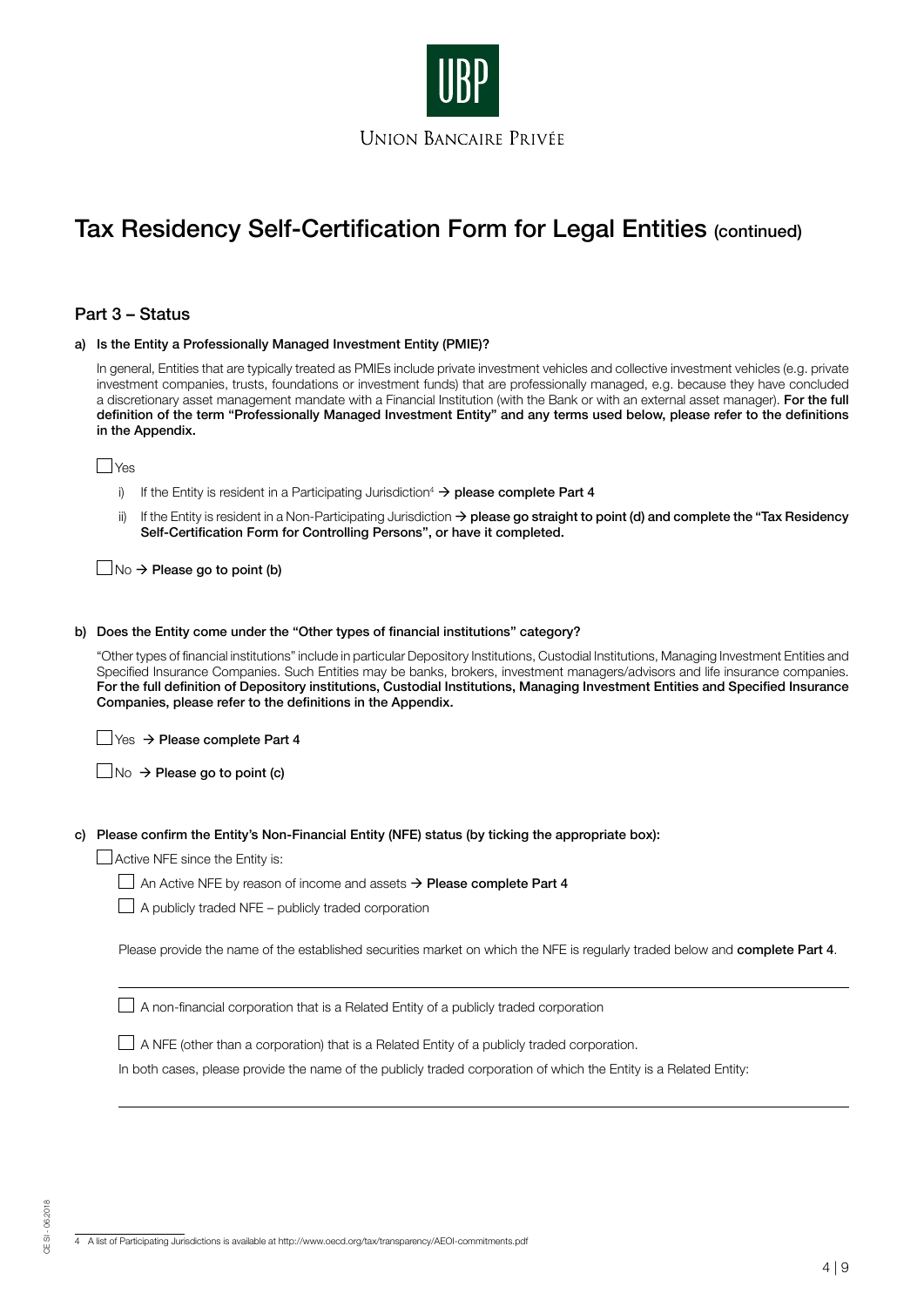# Tax Residency Self-Certification Form for Legal Entities (continued)

## Part 3 – Status

**a) Is the Entity a Professionally Managed Investment Entity (PMIE)?**

In general, Entities that are typically treated as PMIEs include private investment vehicles and collective investment vehicles (e.g. private investment companies, trusts, foundations or investment funds) that are professionally managed, e.g. because they have concluded a discretionary asset management mandate with a Financial Institution (with the Bank or with an external asset manager). **For the full definition of the term "Professionally Managed Investment Entity" and any terms used below, please refer to the definitions in the Appendix.**

☐ Yes

i) If the Entity is resident in a Participating Jurisdiction[4] → **please complete Part 4**

ii) If the Entity is resident in a Non-Participating Jurisdiction → **please go straight to point (d) and complete the "Tax Residency Self-Certification Form for Controlling Persons", or have it completed.**

☐ No → **Please go to point (b)**

**b) Does the Entity come under the "Other types of financial institutions" category?**

"Other types of financial institutions" include in particular Depository Institutions, Custodial Institutions, Managing Investment Entities and Specified Insurance Companies. Such Entities may be banks, brokers, investment managers/advisors and life insurance companies. **For the full definition of Depository institutions, Custodial Institutions, Managing Investment Entities and Specified Insurance Companies, please refer to the definitions in the Appendix.**

☐ Yes → **Please complete Part 4**

☐ No → **Please go to point (c)**

**c) Please confirm the Entity's Non-Financial Entity (NFE) status (by ticking the appropriate box):**

☐ Active NFE since the Entity is:

☐ An Active NFE by reason of income and assets → **Please complete Part 4**

☐ A publicly traded NFE – publicly traded corporation

Please provide the name of the established securities market on which the NFE is regularly traded below and **complete Part 4**.

\_\_\_\_\_\_\_\_\_\_\_\_\_\_\_\_\_\_\_\_\_\_\_\_\_\_\_\_\_\_\_\_\_\_\_\_\_\_\_\_

☐ A non-financial corporation that is a Related Entity of a publicly traded corporation

☐ A NFE (other than a corporation) that is a Related Entity of a publicly traded corporation.

In both cases, please provide the name of the publicly traded corporation of which the Entity is a Related Entity:

\_\_\_\_\_\_\_\_\_\_\_\_\_\_\_\_\_\_\_\_\_\_\_\_\_\_\_\_\_\_\_\_\_\_\_\_\_\_\_\_

4 A list of Participating Jurisdictions is available at http://www.oecd.org/tax/transparency/AEOI-commitments.pdf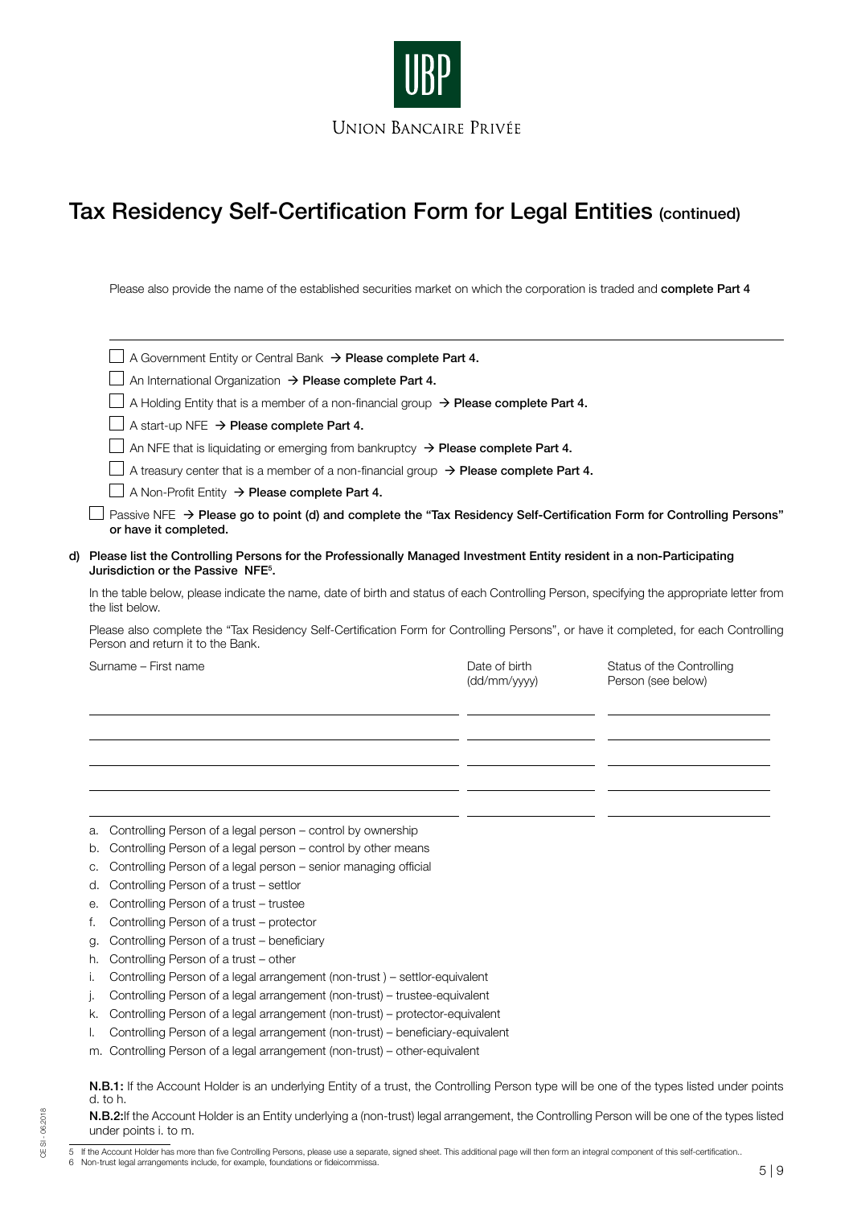# Tax Residency Self-Certification Form for Legal Entities (continued)

Please also provide the name of the established securities market on which the corporation is traded and **complete Part 4**

- ☐ A Government Entity or Central Bank → **Please complete Part 4.**
- ☐ An International Organization → **Please complete Part 4.**
- ☐ A Holding Entity that is a member of a non-financial group → **Please complete Part 4.**
- ☐ A start-up NFE → **Please complete Part 4.**
- ☐ An NFE that is liquidating or emerging from bankruptcy → **Please complete Part 4.**
- ☐ A treasury center that is a member of a non-financial group → **Please complete Part 4.**
- ☐ A Non-Profit Entity → **Please complete Part 4.**

☐ Passive NFE → **Please go to point (d) and complete the "Tax Residency Self-Certification Form for Controlling Persons" or have it completed.**

**d) Please list the Controlling Persons for the Professionally Managed Investment Entity resident in a non-Participating Jurisdiction or the Passive NFE[5].**

In the table below, please indicate the name, date of birth and status of each Controlling Person, specifying the appropriate letter from the list below.

Please also complete the "Tax Residency Self-Certification Form for Controlling Persons", or have it completed, for each Controlling Person and return it to the Bank.

| Surname – First name | Date of birth (dd/mm/yyyy) | Status of the Controlling Person (see below) |
|---|---|---|
| | | |
| | | |
| | | |
| | | |
| | | |

a. Controlling Person of a legal person – control by ownership
b. Controlling Person of a legal person – control by other means
c. Controlling Person of a legal person – senior managing official
d. Controlling Person of a trust – settlor
e. Controlling Person of a trust – trustee
f. Controlling Person of a trust – protector
g. Controlling Person of a trust – beneficiary
h. Controlling Person of a trust – other
i. Controlling Person of a legal arrangement (non-trust ) – settlor-equivalent
j. Controlling Person of a legal arrangement (non-trust) – trustee-equivalent
k. Controlling Person of a legal arrangement (non-trust) – protector-equivalent
l. Controlling Person of a legal arrangement (non-trust) – beneficiary-equivalent
m. Controlling Person of a legal arrangement (non-trust) – other-equivalent

**N.B.1:** If the Account Holder is an underlying Entity of a trust, the Controlling Person type will be one of the types listed under points d. to h.

**N.B.2:** If the Account Holder is an Entity underlying a (non-trust) legal arrangement, the Controlling Person will be one of the types listed under points i. to m.

[5] If the Account Holder has more than five Controlling Persons, please use a separate, signed sheet. This additional page will then form an integral component of this self-certification..
[6] Non-trust legal arrangements include, for example, foundations or fideicommissa.

CE SI - 06.2018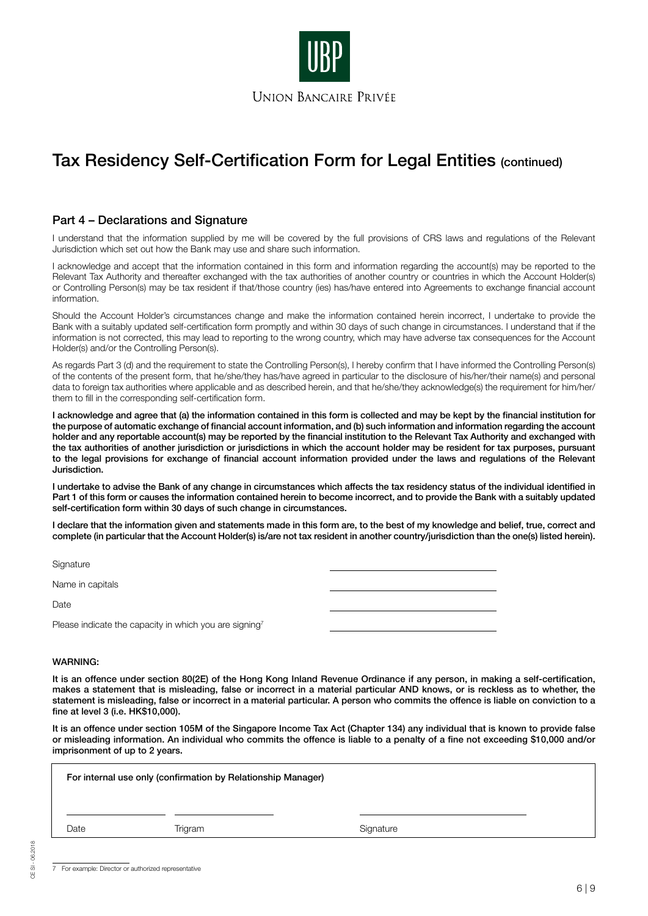UBP

UNION BANCAIRE PRIVÉE

# Tax Residency Self-Certification Form for Legal Entities (continued)

## Part 4 – Declarations and Signature

I understand that the information supplied by me will be covered by the full provisions of CRS laws and regulations of the Relevant Jurisdiction which set out how the Bank may use and share such information.

I acknowledge and accept that the information contained in this form and information regarding the account(s) may be reported to the Relevant Tax Authority and thereafter exchanged with the tax authorities of another country or countries in which the Account Holder(s) or Controlling Person(s) may be tax resident if that/those country (ies) has/have entered into Agreements to exchange financial account information.

Should the Account Holder's circumstances change and make the information contained herein incorrect, I undertake to provide the Bank with a suitably updated self-certification form promptly and within 30 days of such change in circumstances. I understand that if the information is not corrected, this may lead to reporting to the wrong country, which may have adverse tax consequences for the Account Holder(s) and/or the Controlling Person(s).

As regards Part 3 (d) and the requirement to state the Controlling Person(s), I hereby confirm that I have informed the Controlling Person(s) of the contents of the present form, that he/she/they has/have agreed in particular to the disclosure of his/her/their name(s) and personal data to foreign tax authorities where applicable and as described herein, and that he/she/they acknowledge(s) the requirement for him/her/them to fill in the corresponding self-certification form.

**I acknowledge and agree that (a) the information contained in this form is collected and may be kept by the financial institution for the purpose of automatic exchange of financial account information, and (b) such information and information regarding the account holder and any reportable account(s) may be reported by the financial institution to the Relevant Tax Authority and exchanged with the tax authorities of another jurisdiction or jurisdictions in which the account holder may be resident for tax purposes, pursuant to the legal provisions for exchange of financial account information provided under the laws and regulations of the Relevant Jurisdiction.**

**I undertake to advise the Bank of any change in circumstances which affects the tax residency status of the individual identified in Part 1 of this form or causes the information contained herein to become incorrect, and to provide the Bank with a suitably updated self-certification form within 30 days of such change in circumstances.**

**I declare that the information given and statements made in this form are, to the best of my knowledge and belief, true, correct and complete (in particular that the Account Holder(s) is/are not tax resident in another country/jurisdiction than the one(s) listed herein).**

Signature \_\_\_\_\_\_\_\_\_\_\_\_\_\_\_\_\_\_\_\_\_\_\_\_\_\_\_\_\_\_

Name in capitals \_\_\_\_\_\_\_\_\_\_\_\_\_\_\_\_\_\_\_\_\_\_\_\_\_\_\_\_\_\_

Date \_\_\_\_\_\_\_\_\_\_\_\_\_\_\_\_\_\_\_\_\_\_\_\_\_\_\_\_\_\_

Please indicate the capacity in which you are signing[7] \_\_\_\_\_\_\_\_\_\_\_\_\_\_\_\_\_\_\_\_\_\_\_\_\_\_\_\_\_\_

**WARNING:**

**It is an offence under section 80(2E) of the Hong Kong Inland Revenue Ordinance if any person, in making a self-certification, makes a statement that is misleading, false or incorrect in a material particular AND knows, or is reckless as to whether, the statement is misleading, false or incorrect in a material particular. A person who commits the offence is liable on conviction to a fine at level 3 (i.e. HK$10,000).**

**It is an offence under section 105M of the Singapore Income Tax Act (Chapter 134) any individual that is known to provide false or misleading information. An individual who commits the offence is liable to a penalty of a fine not exceeding $10,000 and/or imprisonment of up to 2 years.**

| For internal use only (confirmation by Relationship Manager) | | |
|---|---|---|
| \_\_\_\_\_\_\_\_\_\_\_\_ | \_\_\_\_\_\_\_\_\_\_\_\_ | \_\_\_\_\_\_\_\_\_\_\_\_\_\_\_\_\_\_\_\_ |
| Date | Trigram | Signature |

CE SI - 06.2018

7 For example: Director or authorized representative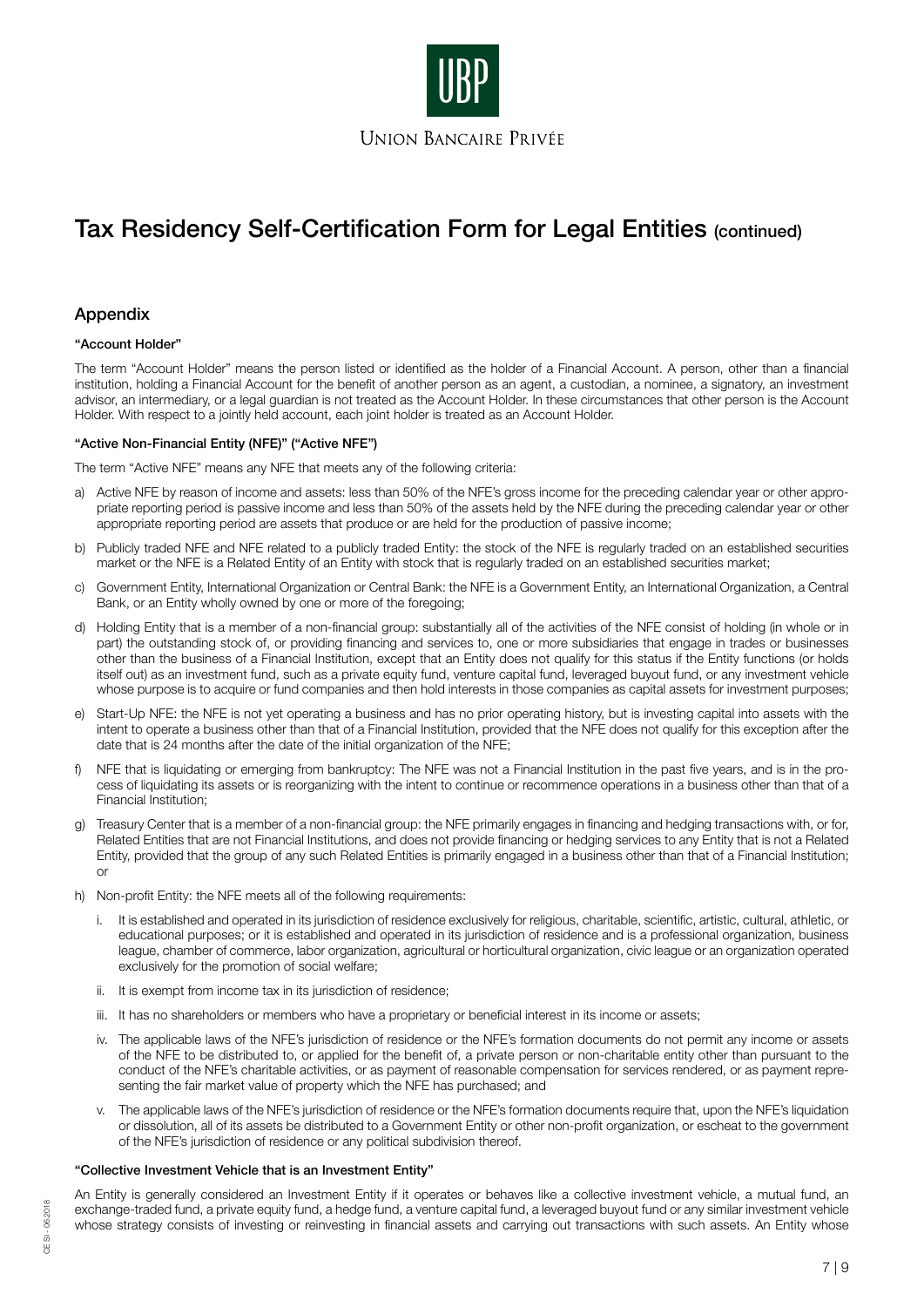# Tax Residency Self-Certification Form for Legal Entities (continued)

## Appendix

**"Account Holder"**

The term "Account Holder" means the person listed or identified as the holder of a Financial Account. A person, other than a financial institution, holding a Financial Account for the benefit of another person as an agent, a custodian, a nominee, a signatory, an investment advisor, an intermediary, or a legal guardian is not treated as the Account Holder. In these circumstances that other person is the Account Holder. With respect to a jointly held account, each joint holder is treated as an Account Holder.

**"Active Non-Financial Entity (NFE)" ("Active NFE")**

The term "Active NFE" means any NFE that meets any of the following criteria:

a) Active NFE by reason of income and assets: less than 50% of the NFE's gross income for the preceding calendar year or other appropriate reporting period is passive income and less than 50% of the assets held by the NFE during the preceding calendar year or other appropriate reporting period are assets that produce or are held for the production of passive income;

b) Publicly traded NFE and NFE related to a publicly traded Entity: the stock of the NFE is regularly traded on an established securities market or the NFE is a Related Entity of an Entity with stock that is regularly traded on an established securities market;

c) Government Entity, International Organization or Central Bank: the NFE is a Government Entity, an International Organization, a Central Bank, or an Entity wholly owned by one or more of the foregoing;

d) Holding Entity that is a member of a non-financial group: substantially all of the activities of the NFE consist of holding (in whole or in part) the outstanding stock of, or providing financing and services to, one or more subsidiaries that engage in trades or businesses other than the business of a Financial Institution, except that an Entity does not qualify for this status if the Entity functions (or holds itself out) as an investment fund, such as a private equity fund, venture capital fund, leveraged buyout fund, or any investment vehicle whose purpose is to acquire or fund companies and then hold interests in those companies as capital assets for investment purposes;

e) Start-Up NFE: the NFE is not yet operating a business and has no prior operating history, but is investing capital into assets with the intent to operate a business other than that of a Financial Institution, provided that the NFE does not qualify for this exception after the date that is 24 months after the date of the initial organization of the NFE;

f) NFE that is liquidating or emerging from bankruptcy: The NFE was not a Financial Institution in the past five years, and is in the process of liquidating its assets or is reorganizing with the intent to continue or recommence operations in a business other than that of a Financial Institution;

g) Treasury Center that is a member of a non-financial group: the NFE primarily engages in financing and hedging transactions with, or for, Related Entities that are not Financial Institutions, and does not provide financing or hedging services to any Entity that is not a Related Entity, provided that the group of any such Related Entities is primarily engaged in a business other than that of a Financial Institution; or

h) Non-profit Entity: the NFE meets all of the following requirements:

   i. It is established and operated in its jurisdiction of residence exclusively for religious, charitable, scientific, artistic, cultural, athletic, or educational purposes; or it is established and operated in its jurisdiction of residence and is a professional organization, business league, chamber of commerce, labor organization, agricultural or horticultural organization, civic league or an organization operated exclusively for the promotion of social welfare;

   ii. It is exempt from income tax in its jurisdiction of residence;

   iii. It has no shareholders or members who have a proprietary or beneficial interest in its income or assets;

   iv. The applicable laws of the NFE's jurisdiction of residence or the NFE's formation documents do not permit any income or assets of the NFE to be distributed to, or applied for the benefit of, a private person or non-charitable entity other than pursuant to the conduct of the NFE's charitable activities, or as payment of reasonable compensation for services rendered, or as payment representing the fair market value of property which the NFE has purchased; and

   v. The applicable laws of the NFE's jurisdiction of residence or the NFE's formation documents require that, upon the NFE's liquidation or dissolution, all of its assets be distributed to a Government Entity or other non-profit organization, or escheat to the government of the NFE's jurisdiction of residence or any political subdivision thereof.

**"Collective Investment Vehicle that is an Investment Entity"**

An Entity is generally considered an Investment Entity if it operates or behaves like a collective investment vehicle, a mutual fund, an exchange-traded fund, a private equity fund, a hedge fund, a venture capital fund, a leveraged buyout fund or any similar investment vehicle whose strategy consists of investing or reinvesting in financial assets and carrying out transactions with such assets. An Entity whose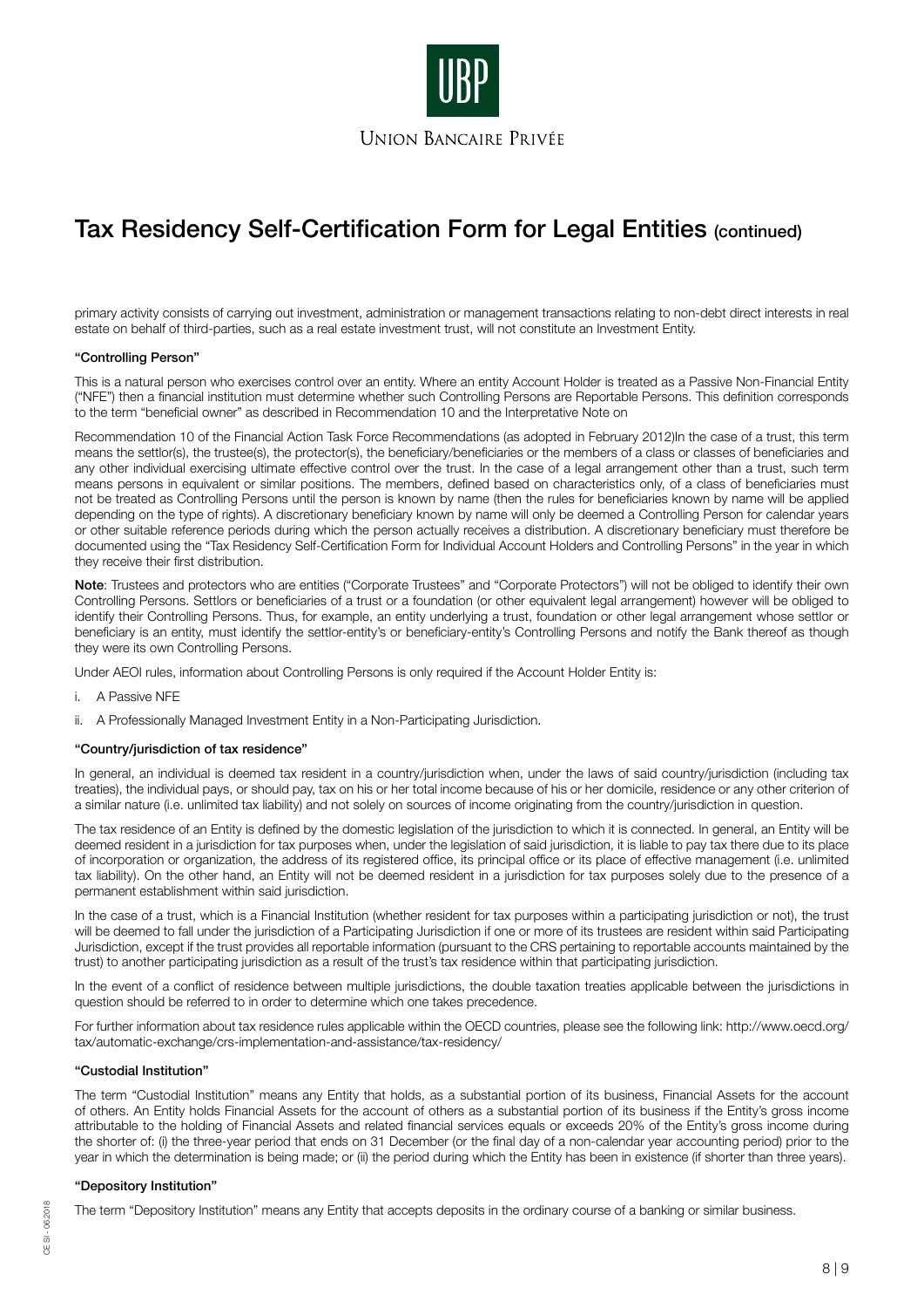# Tax Residency Self-Certification Form for Legal Entities (continued)

primary activity consists of carrying out investment, administration or management transactions relating to non-debt direct interests in real estate on behalf of third-parties, such as a real estate investment trust, will not constitute an Investment Entity.

#### "Controlling Person"

This is a natural person who exercises control over an entity. Where an entity Account Holder is treated as a Passive Non-Financial Entity ("NFE") then a financial institution must determine whether such Controlling Persons are Reportable Persons. This definition corresponds to the term "beneficial owner" as described in Recommendation 10 and the Interpretative Note on

Recommendation 10 of the Financial Action Task Force Recommendations (as adopted in February 2012)In the case of a trust, this term means the settlor(s), the trustee(s), the protector(s), the beneficiary/beneficiaries or the members of a class or classes of beneficiaries and any other individual exercising ultimate effective control over the trust. In the case of a legal arrangement other than a trust, such term means persons in equivalent or similar positions. The members, defined based on characteristics only, of a class of beneficiaries must not be treated as Controlling Persons until the person is known by name (then the rules for beneficiaries known by name will be applied depending on the type of rights). A discretionary beneficiary known by name will only be deemed a Controlling Person for calendar years or other suitable reference periods during which the person actually receives a distribution. A discretionary beneficiary must therefore be documented using the "Tax Residency Self-Certification Form for Individual Account Holders and Controlling Persons" in the year in which they receive their first distribution.

**Note**: Trustees and protectors who are entities ("Corporate Trustees" and "Corporate Protectors") will not be obliged to identify their own Controlling Persons. Settlors or beneficiaries of a trust or a foundation (or other equivalent legal arrangement) however will be obliged to identify their Controlling Persons. Thus, for example, an entity underlying a trust, foundation or other legal arrangement whose settlor or beneficiary is an entity, must identify the settlor-entity's or beneficiary-entity's Controlling Persons and notify the Bank thereof as though they were its own Controlling Persons.

Under AEOI rules, information about Controlling Persons is only required if the Account Holder Entity is:

i. A Passive NFE

ii. A Professionally Managed Investment Entity in a Non-Participating Jurisdiction.

#### "Country/jurisdiction of tax residence"

In general, an individual is deemed tax resident in a country/jurisdiction when, under the laws of said country/jurisdiction (including tax treaties), the individual pays, or should pay, tax on his or her total income because of his or her domicile, residence or any other criterion of a similar nature (i.e. unlimited tax liability) and not solely on sources of income originating from the country/jurisdiction in question.

The tax residence of an Entity is defined by the domestic legislation of the jurisdiction to which it is connected. In general, an Entity will be deemed resident in a jurisdiction for tax purposes when, under the legislation of said jurisdiction, it is liable to pay tax there due to its place of incorporation or organization, the address of its registered office, its principal office or its place of effective management (i.e. unlimited tax liability). On the other hand, an Entity will not be deemed resident in a jurisdiction for tax purposes solely due to the presence of a permanent establishment within said jurisdiction.

In the case of a trust, which is a Financial Institution (whether resident for tax purposes within a participating jurisdiction or not), the trust will be deemed to fall under the jurisdiction of a Participating Jurisdiction if one or more of its trustees are resident within said Participating Jurisdiction, except if the trust provides all reportable information (pursuant to the CRS pertaining to reportable accounts maintained by the trust) to another participating jurisdiction as a result of the trust's tax residence within that participating jurisdiction.

In the event of a conflict of residence between multiple jurisdictions, the double taxation treaties applicable between the jurisdictions in question should be referred to in order to determine which one takes precedence.

For further information about tax residence rules applicable within the OECD countries, please see the following link: http://www.oecd.org/tax/automatic-exchange/crs-implementation-and-assistance/tax-residency/

#### "Custodial Institution"

The term "Custodial Institution" means any Entity that holds, as a substantial portion of its business, Financial Assets for the account of others. An Entity holds Financial Assets for the account of others as a substantial portion of its business if the Entity's gross income attributable to the holding of Financial Assets and related financial services equals or exceeds 20% of the Entity's gross income during the shorter of: (i) the three-year period that ends on 31 December (or the final day of a non-calendar year accounting period) prior to the year in which the determination is being made; or (ii) the period during which the Entity has been in existence (if shorter than three years).

#### "Depository Institution"

The term "Depository Institution" means any Entity that accepts deposits in the ordinary course of a banking or similar business.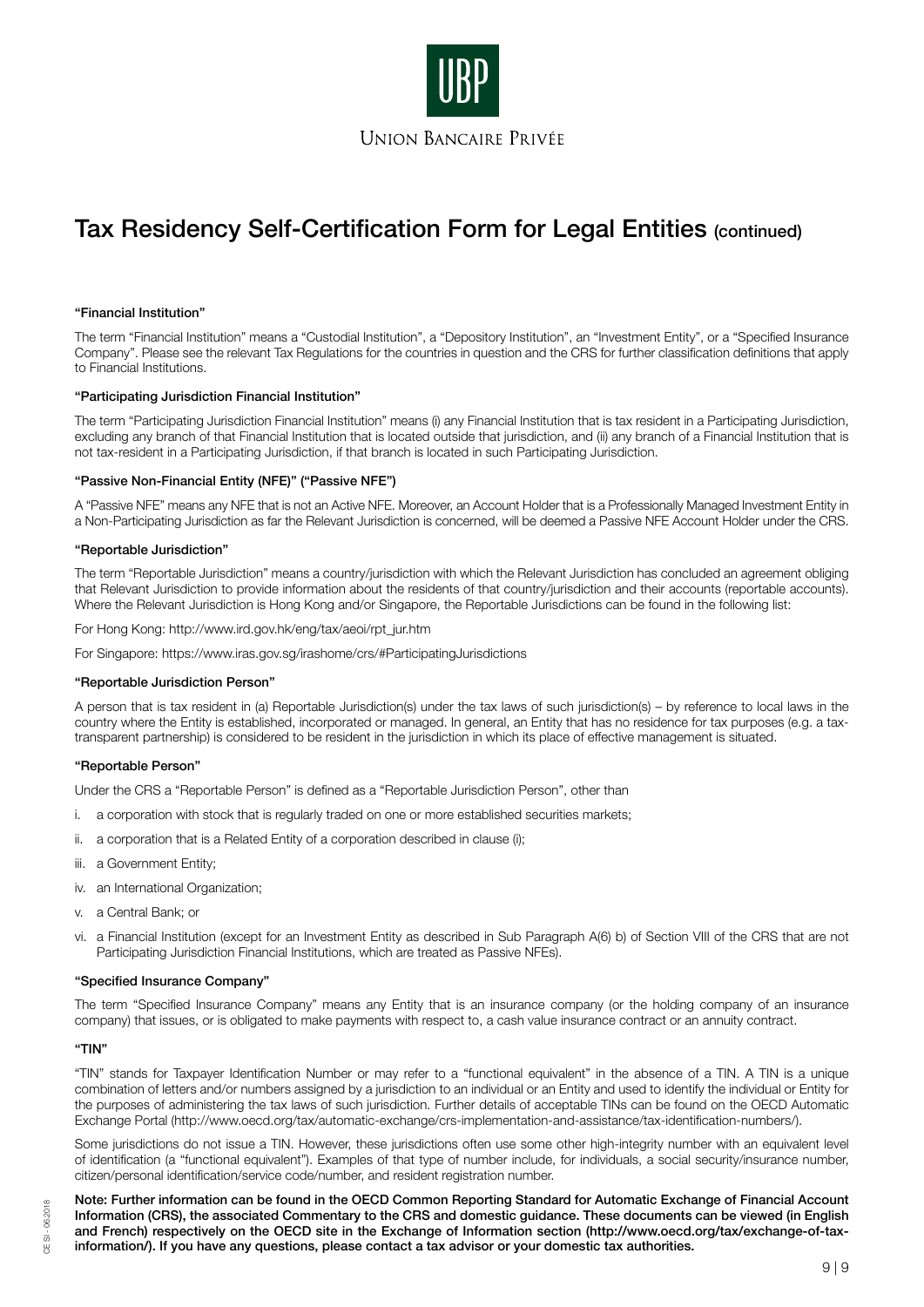UBP

UNION BANCAIRE PRIVÉE

# Tax Residency Self-Certification Form for Legal Entities (continued)

**"Financial Institution"**

The term "Financial Institution" means a "Custodial Institution", a "Depository Institution", an "Investment Entity", or a "Specified Insurance Company". Please see the relevant Tax Regulations for the countries in question and the CRS for further classification definitions that apply to Financial Institutions.

**"Participating Jurisdiction Financial Institution"**

The term "Participating Jurisdiction Financial Institution" means (i) any Financial Institution that is tax resident in a Participating Jurisdiction, excluding any branch of that Financial Institution that is located outside that jurisdiction, and (ii) any branch of a Financial Institution that is not tax-resident in a Participating Jurisdiction, if that branch is located in such Participating Jurisdiction.

**"Passive Non-Financial Entity (NFE)" ("Passive NFE")**

A "Passive NFE" means any NFE that is not an Active NFE. Moreover, an Account Holder that is a Professionally Managed Investment Entity in a Non-Participating Jurisdiction as far the Relevant Jurisdiction is concerned, will be deemed a Passive NFE Account Holder under the CRS.

**"Reportable Jurisdiction"**

The term "Reportable Jurisdiction" means a country/jurisdiction with which the Relevant Jurisdiction has concluded an agreement obliging that Relevant Jurisdiction to provide information about the residents of that country/jurisdiction and their accounts (reportable accounts). Where the Relevant Jurisdiction is Hong Kong and/or Singapore, the Reportable Jurisdictions can be found in the following list:

For Hong Kong: http://www.ird.gov.hk/eng/tax/aeoi/rpt_jur.htm

For Singapore: https://www.iras.gov.sg/irashome/crs/#ParticipatingJurisdictions

**"Reportable Jurisdiction Person"**

A person that is tax resident in (a) Reportable Jurisdiction(s) under the tax laws of such jurisdiction(s) – by reference to local laws in the country where the Entity is established, incorporated or managed. In general, an Entity that has no residence for tax purposes (e.g. a tax-transparent partnership) is considered to be resident in the jurisdiction in which its place of effective management is situated.

**"Reportable Person"**

Under the CRS a "Reportable Person" is defined as a "Reportable Jurisdiction Person", other than

i. a corporation with stock that is regularly traded on one or more established securities markets;

ii. a corporation that is a Related Entity of a corporation described in clause (i);

iii. a Government Entity;

iv. an International Organization;

v. a Central Bank; or

vi. a Financial Institution (except for an Investment Entity as described in Sub Paragraph A(6) b) of Section VIII of the CRS that are not Participating Jurisdiction Financial Institutions, which are treated as Passive NFEs).

**"Specified Insurance Company"**

The term "Specified Insurance Company" means any Entity that is an insurance company (or the holding company of an insurance company) that issues, or is obligated to make payments with respect to, a cash value insurance contract or an annuity contract.

**"TIN"**

"TIN" stands for Taxpayer Identification Number or may refer to a "functional equivalent" in the absence of a TIN. A TIN is a unique combination of letters and/or numbers assigned by a jurisdiction to an individual or an Entity and used to identify the individual or Entity for the purposes of administering the tax laws of such jurisdiction. Further details of acceptable TINs can be found on the OECD Automatic Exchange Portal (http://www.oecd.org/tax/automatic-exchange/crs-implementation-and-assistance/tax-identification-numbers/).

Some jurisdictions do not issue a TIN. However, these jurisdictions often use some other high-integrity number with an equivalent level of identification (a "functional equivalent"). Examples of that type of number include, for individuals, a social security/insurance number, citizen/personal identification/service code/number, and resident registration number.

**Note: Further information can be found in the OECD Common Reporting Standard for Automatic Exchange of Financial Account Information (CRS), the associated Commentary to the CRS and domestic guidance. These documents can be viewed (in English and French) respectively on the OECD site in the Exchange of Information section (http://www.oecd.org/tax/exchange-of-tax-information/). If you have any questions, please contact a tax advisor or your domestic tax authorities.**

CE SI - 06.2018